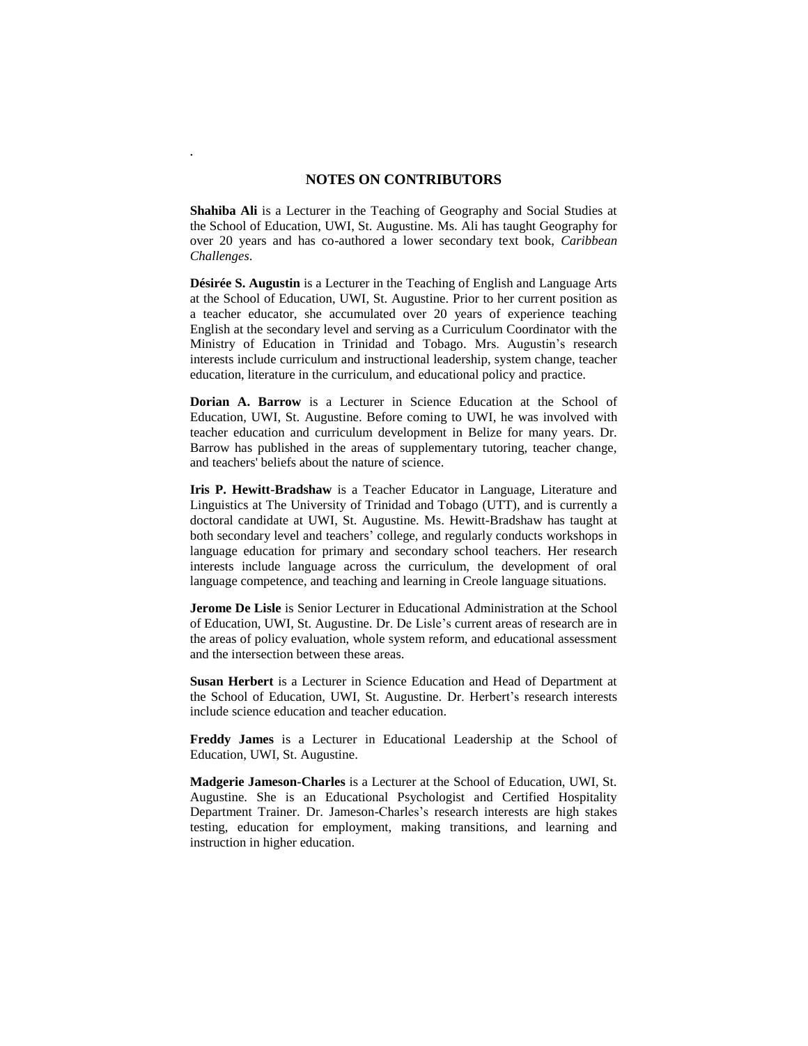## NOTES ON CONTRIBUTORS

**Shahiba Ali** is a Lecturer in the Teaching of Geography and Social Studies at the School of Education, UWI, St. Augustine. Ms. Ali has taught Geography for over 20 years and has co-authored a lower secondary text book, *Caribbean Challenges*.

**Désirée S. Augustin** is a Lecturer in the Teaching of English and Language Arts at the School of Education, UWI, St. Augustine. Prior to her current position as a teacher educator, she accumulated over 20 years of experience teaching English at the secondary level and serving as a Curriculum Coordinator with the Ministry of Education in Trinidad and Tobago. Mrs. Augustin's research interests include curriculum and instructional leadership, system change, teacher education, literature in the curriculum, and educational policy and practice.

**Dorian A. Barrow** is a Lecturer in Science Education at the School of Education, UWI, St. Augustine. Before coming to UWI, he was involved with teacher education and curriculum development in Belize for many years. Dr. Barrow has published in the areas of supplementary tutoring, teacher change, and teachers' beliefs about the nature of science.

**Iris P. Hewitt-Bradshaw** is a Teacher Educator in Language, Literature and Linguistics at The University of Trinidad and Tobago (UTT), and is currently a doctoral candidate at UWI, St. Augustine. Ms. Hewitt-Bradshaw has taught at both secondary level and teachers' college, and regularly conducts workshops in language education for primary and secondary school teachers. Her research interests include language across the curriculum, the development of oral language competence, and teaching and learning in Creole language situations.

**Jerome De Lisle** is Senior Lecturer in Educational Administration at the School of Education, UWI, St. Augustine. Dr. De Lisle's current areas of research are in the areas of policy evaluation, whole system reform, and educational assessment and the intersection between these areas.

**Susan Herbert** is a Lecturer in Science Education and Head of Department at the School of Education, UWI, St. Augustine. Dr. Herbert's research interests include science education and teacher education.

**Freddy James** is a Lecturer in Educational Leadership at the School of Education, UWI, St. Augustine.

**Madgerie Jameson-Charles** is a Lecturer at the School of Education, UWI, St. Augustine. She is an Educational Psychologist and Certified Hospitality Department Trainer. Dr. Jameson-Charles's research interests are high stakes testing, education for employment, making transitions, and learning and instruction in higher education.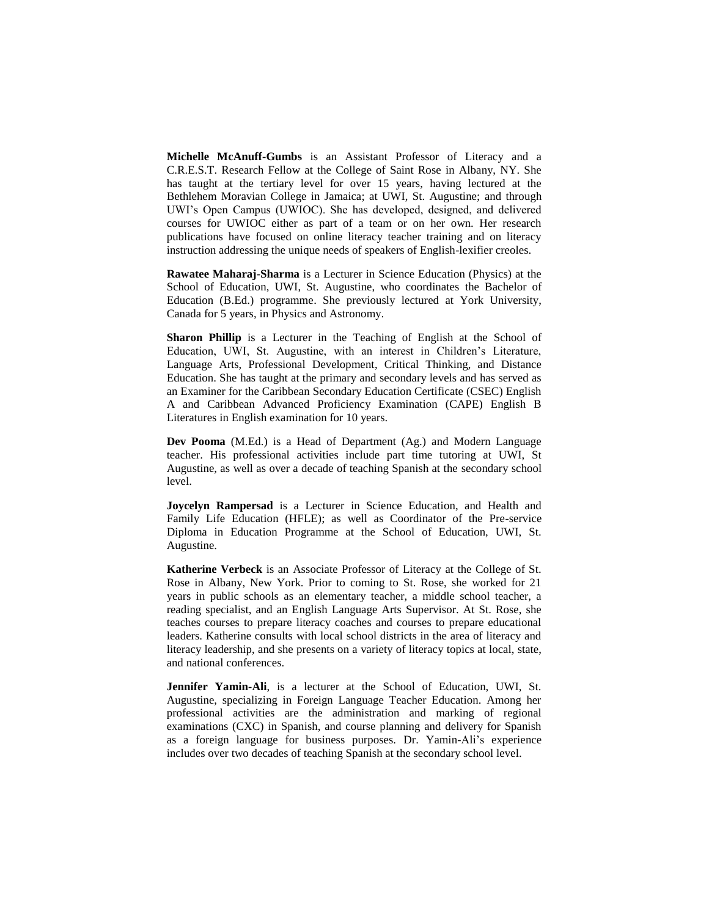**Michelle McAnuff-Gumbs** is an Assistant Professor of Literacy and a C.R.E.S.T. Research Fellow at the College of Saint Rose in Albany, NY. She has taught at the tertiary level for over 15 years, having lectured at the Bethlehem Moravian College in Jamaica; at UWI, St. Augustine; and through UWI's Open Campus (UWIOC). She has developed, designed, and delivered courses for UWIOC either as part of a team or on her own. Her research publications have focused on online literacy teacher training and on literacy instruction addressing the unique needs of speakers of English-lexifier creoles.

**Rawatee Maharaj-Sharma** is a Lecturer in Science Education (Physics) at the School of Education, UWI, St. Augustine, who coordinates the Bachelor of Education (B.Ed.) programme. She previously lectured at York University, Canada for 5 years, in Physics and Astronomy.

**Sharon Phillip** is a Lecturer in the Teaching of English at the School of Education, UWI, St. Augustine, with an interest in Children's Literature, Language Arts, Professional Development, Critical Thinking, and Distance Education. She has taught at the primary and secondary levels and has served as an Examiner for the Caribbean Secondary Education Certificate (CSEC) English A and Caribbean Advanced Proficiency Examination (CAPE) English B Literatures in English examination for 10 years.

**Dev Pooma** (M.Ed.) is a Head of Department (Ag.) and Modern Language teacher. His professional activities include part time tutoring at UWI, St Augustine, as well as over a decade of teaching Spanish at the secondary school level.

**Joycelyn Rampersad** is a Lecturer in Science Education, and Health and Family Life Education (HFLE); as well as Coordinator of the Pre-service Diploma in Education Programme at the School of Education, UWI, St. Augustine.

**Katherine Verbeck** is an Associate Professor of Literacy at the College of St. Rose in Albany, New York. Prior to coming to St. Rose, she worked for 21 years in public schools as an elementary teacher, a middle school teacher, a reading specialist, and an English Language Arts Supervisor. At St. Rose, she teaches courses to prepare literacy coaches and courses to prepare educational leaders. Katherine consults with local school districts in the area of literacy and literacy leadership, and she presents on a variety of literacy topics at local, state, and national conferences.

**Jennifer Yamin-Ali**, is a lecturer at the School of Education, UWI, St. Augustine, specializing in Foreign Language Teacher Education. Among her professional activities are the administration and marking of regional examinations (CXC) in Spanish, and course planning and delivery for Spanish as a foreign language for business purposes. Dr. Yamin-Ali's experience includes over two decades of teaching Spanish at the secondary school level.